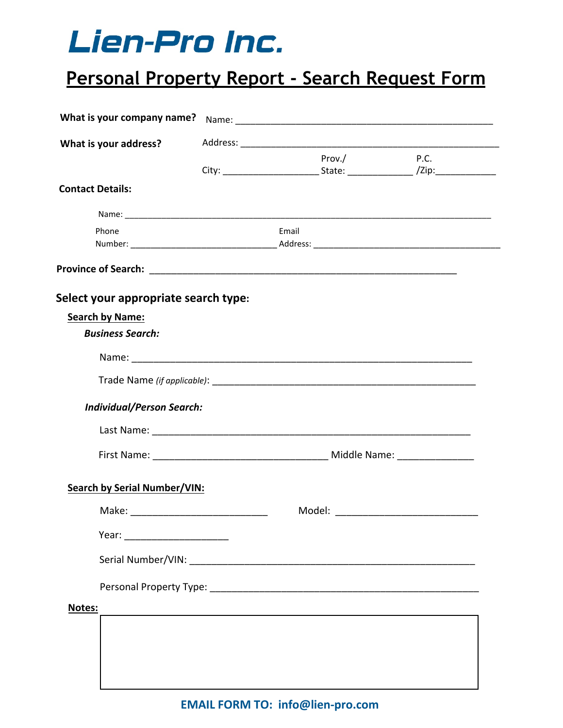# Lien-Pro Inc.

## Personal Property Report - Search Request Form

**What is your company name?** Name: ____________________________________________________

**What is your address?** Address: ____________________________________________________

City: __________________ Prov./State: ____________ P.C./Zip: ___________

**Contact Details:**

Name: ______________________________________________________________________

Phone Number: ____________________________ Email Address: ____________________________________

**Province of Search:** ___________________________________________________________

### Select your appropriate search type:

**Search by Name:**

***Business Search:***

Name: ________________________________________________________________

Trade Name *(if applicable)*: ___________________________________________________

***Individual/Person Search:***

Last Name: ____________________________________________________________

First Name: _________________________________ Middle Name: ______________

**Search by Serial Number/VIN:**

Make: __________________________ Model: ___________________________

Year: ___________________

Serial Number/VIN: ______________________________________________________

Personal Property Type: ___________________________________________________

**Notes:**

**EMAIL FORM TO: info@lien-pro.com**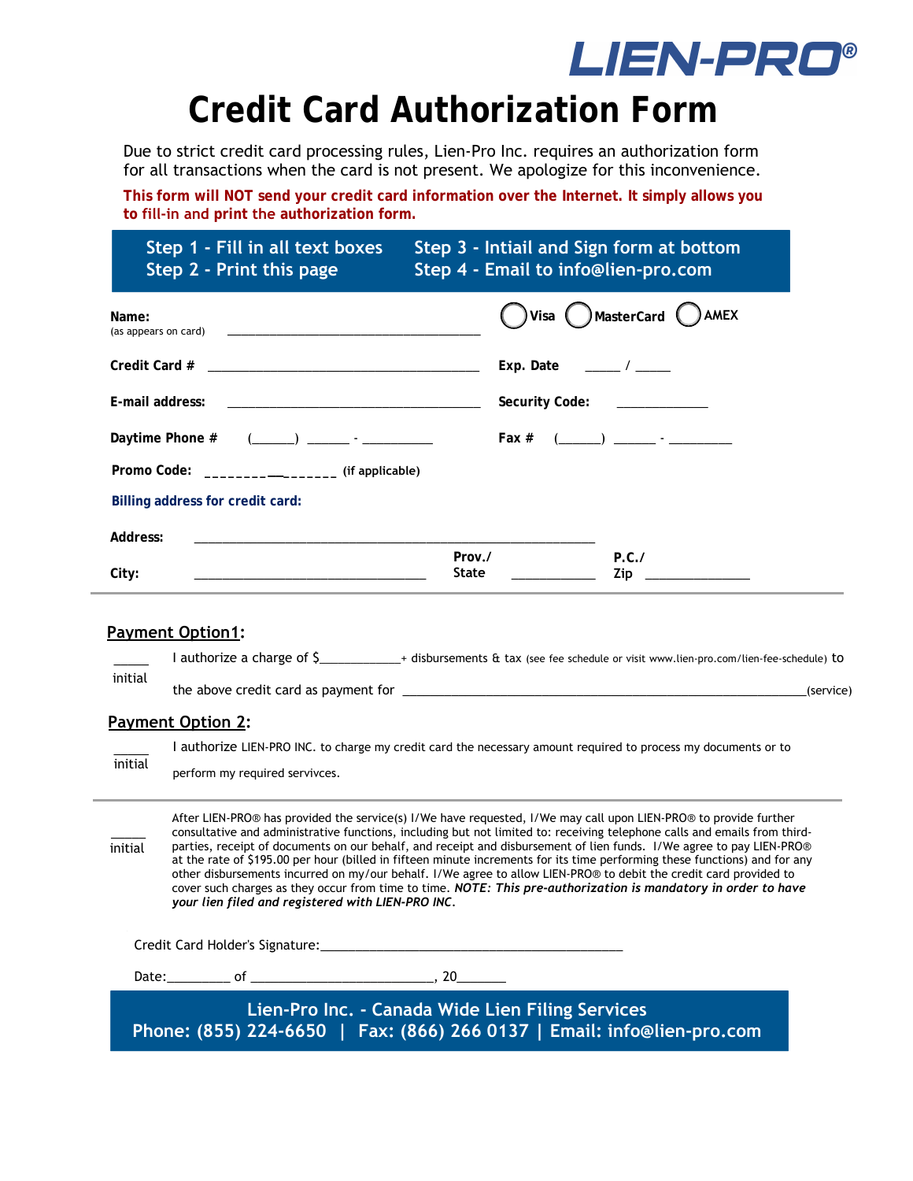LIEN-PRO®

# Credit Card Authorization Form

Due to strict credit card processing rules, Lien-Pro Inc. requires an authorization form for all transactions when the card is not present. We apologize for this inconvenience.

**This form will NOT send your credit card information over the Internet. It simply allows you to fill-in and print the authorization form.**

**Step 1 - Fill in all text boxes**
**Step 2 - Print this page**
**Step 3 - Intiail and Sign form at bottom**
**Step 4 - Email to info@lien-pro.com**

**Name:** (as appears on card) ________________________________________

◯ Visa ◯ MasterCard ◯ AMEX

**Credit Card #** ________________________________________

**Exp. Date** _____ / _____

**E-mail address:** ________________________________________

**Security Code:** _____________

**Daytime Phone #** (______) ______ - __________

**Fax #** (______) ______ - _________

**Promo Code:** ________________ (if applicable)

**Billing address for credit card:**

**Address:** ____________________________________________________________

**City:** __________________________________ **Prov./ State** ____________ **P.C./ Zip** _______________

## Payment Option1:

_____ initial

I authorize a charge of $____________+ disbursements & tax (see fee schedule or visit www.lien-pro.com/lien-fee-schedule) to the above credit card as payment for ____________________________________________________________(service)

## Payment Option 2:

_____ initial

I authorize LIEN-PRO INC. to charge my credit card the necessary amount required to process my documents or to perform my required servivces.

_____ initial

After LIEN-PRO® has provided the service(s) I/We have requested, I/We may call upon LIEN-PRO® to provide further consultative and administrative functions, including but not limited to: receiving telephone calls and emails from third-parties, receipt of documents on our behalf, and receipt and disbursement of lien funds. I/We agree to pay LIEN-PRO® at the rate of $195.00 per hour (billed in fifteen minute increments for its time performing these functions) and for any other disbursements incurred on my/our behalf. I/We agree to allow LIEN-PRO® to debit the credit card provided to cover such charges as they occur from time to time. ***NOTE: This pre-authorization is mandatory in order to have your lien filed and registered with LIEN-PRO INC.***

Credit Card Holder's Signature:_____________________________________________

Date:_________ of __________________________, 20_______

**Lien-Pro Inc. - Canada Wide Lien Filing Services**
**Phone: (855) 224-6650 | Fax: (866) 266 0137 | Email: info@lien-pro.com**